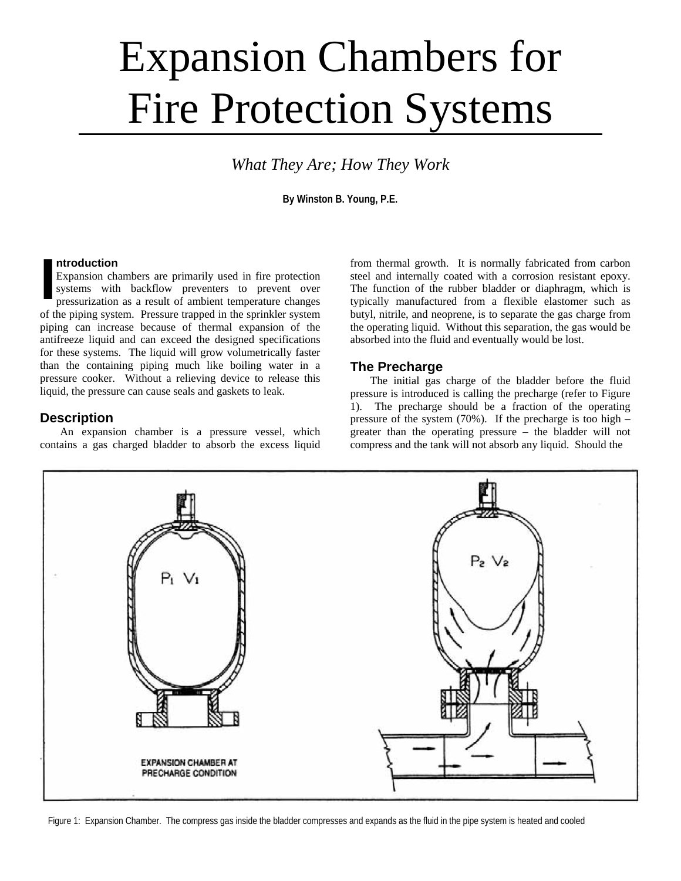# Expansion Chambers for Fire Protection Systems

*What They Are; How They Work*

**By Winston B. Young, P.E.**

## Introduction

Expansion chambers are primarily used in fire protection systems with backflow preventers to prevent over pressurization as a result of ambient temperature changes of the piping system. Pressure trapped in the sprinkler system piping can increase because of thermal expansion of the antifreeze liquid and can exceed the designed specifications for these systems. The liquid will grow volumetrically faster than the containing piping much like boiling water in a pressure cooker. Without a relieving device to release this liquid, the pressure can cause seals and gaskets to leak.

## Description

An expansion chamber is a pressure vessel, which contains a gas charged bladder to absorb the excess liquid from thermal growth. It is normally fabricated from carbon steel and internally coated with a corrosion resistant epoxy. The function of the rubber bladder or diaphragm, which is typically manufactured from a flexible elastomer such as butyl, nitrile, and neoprene, is to separate the gas charge from the operating liquid. Without this separation, the gas would be absorbed into the fluid and eventually would be lost.

## The Precharge

The initial gas charge of the bladder before the fluid pressure is introduced is calling the precharge (refer to Figure 1). The precharge should be a fraction of the operating pressure of the system (70%). If the precharge is too high – greater than the operating pressure – the bladder will not compress and the tank will not absorb any liquid. Should the

Figure 1: Expansion Chamber. The compress gas inside the bladder compresses and expands as the fluid in the pipe system is heated and cooled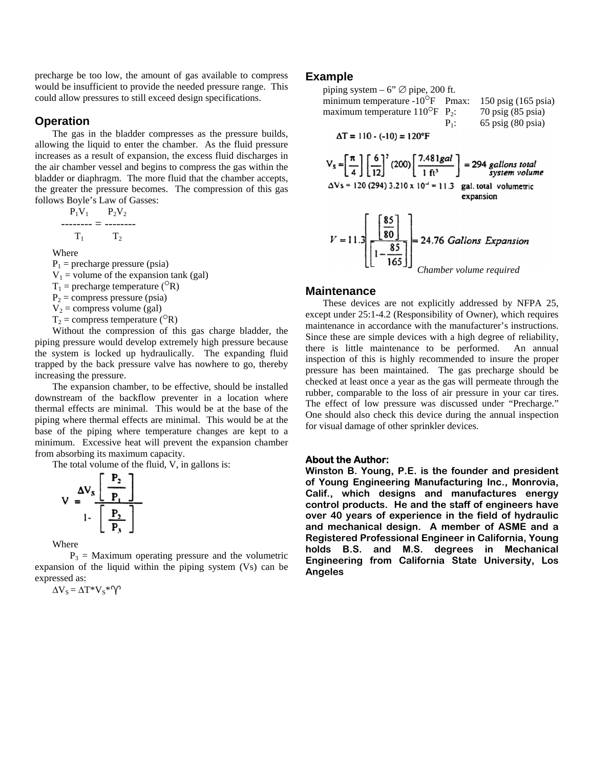precharge be too low, the amount of gas available to compress would be insufficient to provide the needed pressure range. This could allow pressures to still exceed design specifications.

## Operation

The gas in the bladder compresses as the pressure builds, allowing the liquid to enter the chamber. As the fluid pressure increases as a result of expansion, the excess fluid discharges in the air chamber vessel and begins to compress the gas within the bladder or diaphragm. The more fluid that the chamber accepts, the greater the pressure becomes. The compression of this gas follows Boyle's Law of Gasses:

$$\frac{P_1 V_1}{T_1} = \frac{P_2 V_2}{T_2}$$

Where

$P_1$ = precharge pressure (psia)

$V_1$ = volume of the expansion tank (gal)

$T_1$ = precharge temperature (°R)

$P_2$ = compress pressure (psia)

$V_2$ = compress volume (gal)

$T_2$ = compress temperature (°R)

Without the compression of this gas charge bladder, the piping pressure would develop extremely high pressure because the system is locked up hydraulically. The expanding fluid trapped by the back pressure valve has nowhere to go, thereby increasing the pressure.

The expansion chamber, to be effective, should be installed downstream of the backflow preventer in a location where thermal effects are minimal. This would be at the base of the piping where thermal effects are minimal. This would be at the base of the piping where temperature changes are kept to a minimum. Excessive heat will prevent the expansion chamber from absorbing its maximum capacity.

The total volume of the fluid, V, in gallons is:

$$V = \frac{\Delta V_S \left[ \frac{P_2}{P_1} \right]}{1 - \left[ \frac{P_2}{P_3} \right]}$$

Where

$P_3$ = Maximum operating pressure and the volumetric expansion of the liquid within the piping system (Vs) can be expressed as:

$\Delta V_S = \Delta T * V_S * \gamma$

## Example

piping system – 6" ∅ pipe, 200 ft.

minimum temperature -10°F  Pmax: 150 psig (165 psia)

maximum temperature 110°F  $P_2$: 70 psig (85 psia)

$P_1$: 65 psig (80 psia)

$$\Delta T = 110 - (-10) = 120°F$$

$$V_S = \left[\frac{\pi}{4}\right]\left[\frac{6}{12}\right]^2 (200)\left[\frac{7.481 gal}{1 ft^3}\right] = 294 \text{ gallons total system volume}$$

$$\Delta V_s = 120\,(294)\,3.210 \times 10^{-4} = 11.3 \text{ gal. total volumetric expansion}$$

$$V = 11.3\left[\frac{\left[\frac{85}{80}\right]}{\left[1 - \frac{85}{165}\right]}\right] = 24.76 \text{ Gallons Expansion}$$

*Chamber volume required*

## Maintenance

These devices are not explicitly addressed by NFPA 25, except under 25:1-4.2 (Responsibility of Owner), which requires maintenance in accordance with the manufacturer's instructions. Since these are simple devices with a high degree of reliability, there is little maintenance to be performed. An annual inspection of this is highly recommended to insure the proper pressure has been maintained. The gas precharge should be checked at least once a year as the gas will permeate through the rubber, comparable to the loss of air pressure in your car tires. The effect of low pressure was discussed under "Precharge." One should also check this device during the annual inspection for visual damage of other sprinkler devices.

**About the Author:**

**Winston B. Young, P.E. is the founder and president of Young Engineering Manufacturing Inc., Monrovia, Calif., which designs and manufactures energy control products. He and the staff of engineers have over 40 years of experience in the field of hydraulic and mechanical design. A member of ASME and a Registered Professional Engineer in California, Young holds B.S. and M.S. degrees in Mechanical Engineering from California State University, Los Angeles**